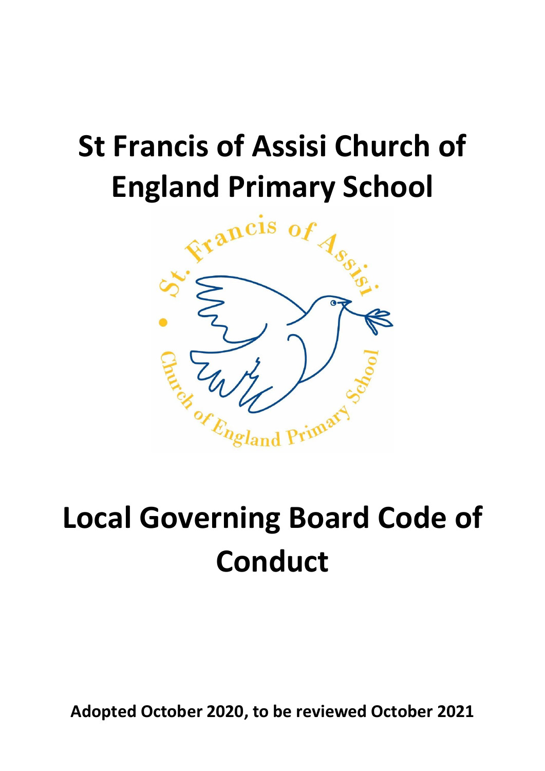# St Francis of Assisi Church of England Primary School

# Local Governing Board Code of Conduct

**Adopted October 2020, to be reviewed October 2021**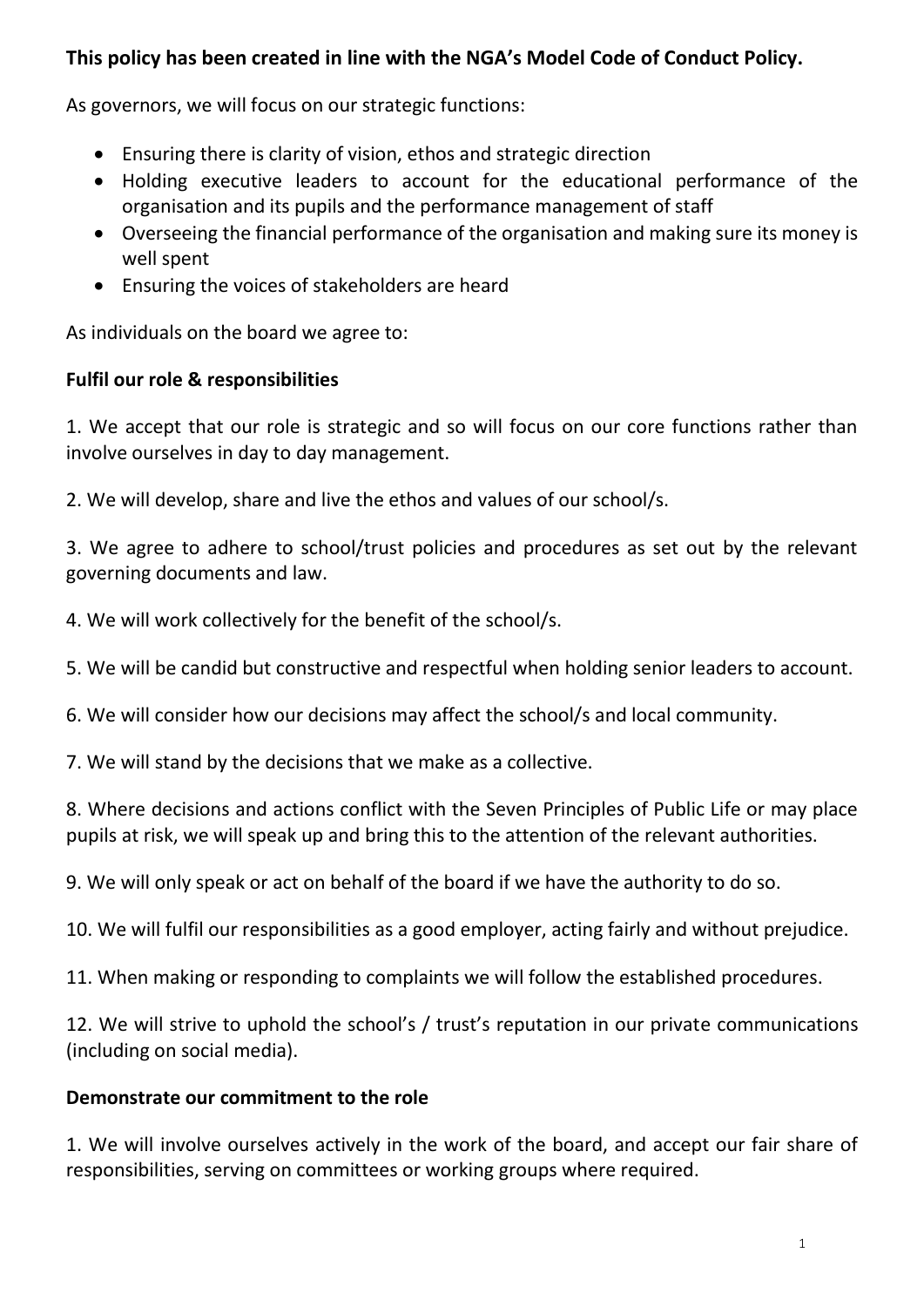**This policy has been created in line with the NGA's Model Code of Conduct Policy.**

As governors, we will focus on our strategic functions:

- Ensuring there is clarity of vision, ethos and strategic direction
- Holding executive leaders to account for the educational performance of the organisation and its pupils and the performance management of staff
- Overseeing the financial performance of the organisation and making sure its money is well spent
- Ensuring the voices of stakeholders are heard

As individuals on the board we agree to:

**Fulfil our role & responsibilities**

1. We accept that our role is strategic and so will focus on our core functions rather than involve ourselves in day to day management.

2. We will develop, share and live the ethos and values of our school/s.

3. We agree to adhere to school/trust policies and procedures as set out by the relevant governing documents and law.

4. We will work collectively for the benefit of the school/s.

5. We will be candid but constructive and respectful when holding senior leaders to account.

6. We will consider how our decisions may affect the school/s and local community.

7. We will stand by the decisions that we make as a collective.

8. Where decisions and actions conflict with the Seven Principles of Public Life or may place pupils at risk, we will speak up and bring this to the attention of the relevant authorities.

9. We will only speak or act on behalf of the board if we have the authority to do so.

10. We will fulfil our responsibilities as a good employer, acting fairly and without prejudice.

11. When making or responding to complaints we will follow the established procedures.

12. We will strive to uphold the school's / trust's reputation in our private communications (including on social media).

**Demonstrate our commitment to the role**

1. We will involve ourselves actively in the work of the board, and accept our fair share of responsibilities, serving on committees or working groups where required.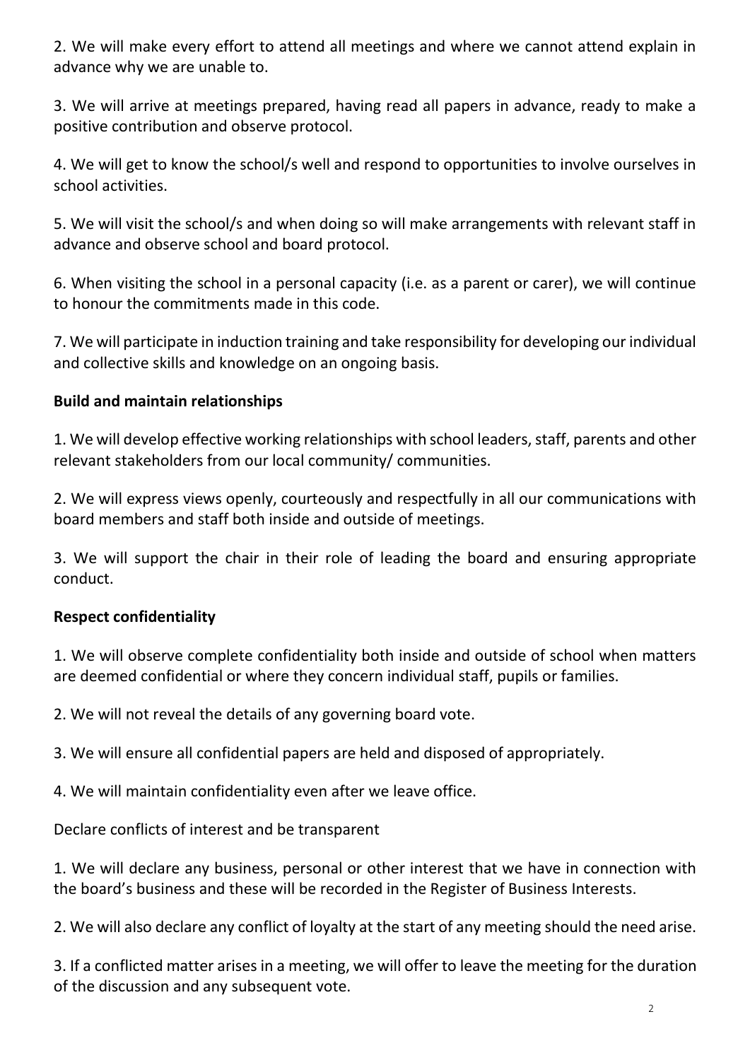2. We will make every effort to attend all meetings and where we cannot attend explain in advance why we are unable to.

3. We will arrive at meetings prepared, having read all papers in advance, ready to make a positive contribution and observe protocol.

4. We will get to know the school/s well and respond to opportunities to involve ourselves in school activities.

5. We will visit the school/s and when doing so will make arrangements with relevant staff in advance and observe school and board protocol.

6. When visiting the school in a personal capacity (i.e. as a parent or carer), we will continue to honour the commitments made in this code.

7. We will participate in induction training and take responsibility for developing our individual and collective skills and knowledge on an ongoing basis.

**Build and maintain relationships**

1. We will develop effective working relationships with school leaders, staff, parents and other relevant stakeholders from our local community/ communities.

2. We will express views openly, courteously and respectfully in all our communications with board members and staff both inside and outside of meetings.

3. We will support the chair in their role of leading the board and ensuring appropriate conduct.

**Respect confidentiality**

1. We will observe complete confidentiality both inside and outside of school when matters are deemed confidential or where they concern individual staff, pupils or families.

2. We will not reveal the details of any governing board vote.

3. We will ensure all confidential papers are held and disposed of appropriately.

4. We will maintain confidentiality even after we leave office.

Declare conflicts of interest and be transparent

1. We will declare any business, personal or other interest that we have in connection with the board's business and these will be recorded in the Register of Business Interests.

2. We will also declare any conflict of loyalty at the start of any meeting should the need arise.

3. If a conflicted matter arises in a meeting, we will offer to leave the meeting for the duration of the discussion and any subsequent vote.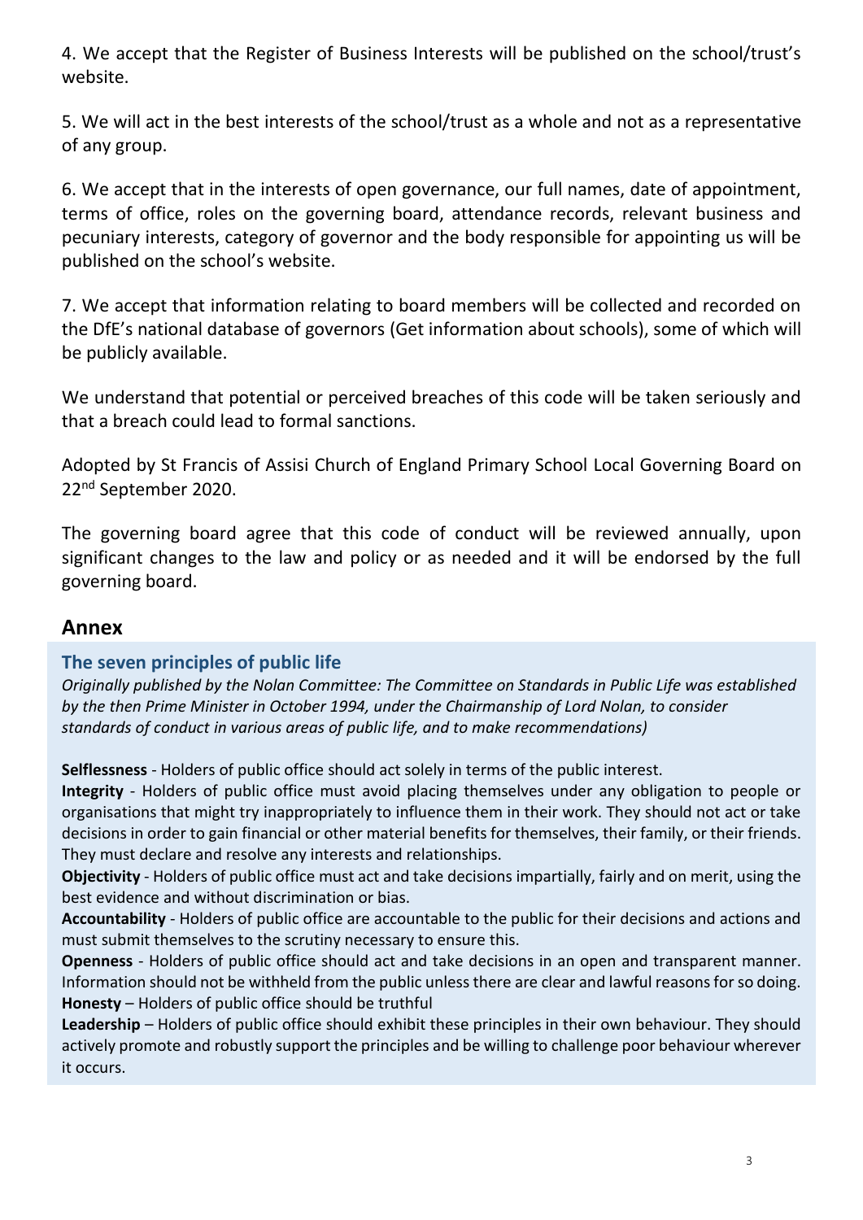4. We accept that the Register of Business Interests will be published on the school/trust's website.

5. We will act in the best interests of the school/trust as a whole and not as a representative of any group.

6. We accept that in the interests of open governance, our full names, date of appointment, terms of office, roles on the governing board, attendance records, relevant business and pecuniary interests, category of governor and the body responsible for appointing us will be published on the school's website.

7. We accept that information relating to board members will be collected and recorded on the DfE's national database of governors (Get information about schools), some of which will be publicly available.

We understand that potential or perceived breaches of this code will be taken seriously and that a breach could lead to formal sanctions.

Adopted by St Francis of Assisi Church of England Primary School Local Governing Board on 22nd September 2020.

The governing board agree that this code of conduct will be reviewed annually, upon significant changes to the law and policy or as needed and it will be endorsed by the full governing board.

## Annex

### The seven principles of public life

*Originally published by the Nolan Committee: The Committee on Standards in Public Life was established by the then Prime Minister in October 1994, under the Chairmanship of Lord Nolan, to consider standards of conduct in various areas of public life, and to make recommendations)*

**Selflessness** - Holders of public office should act solely in terms of the public interest.

**Integrity** - Holders of public office must avoid placing themselves under any obligation to people or organisations that might try inappropriately to influence them in their work. They should not act or take decisions in order to gain financial or other material benefits for themselves, their family, or their friends. They must declare and resolve any interests and relationships.

**Objectivity** - Holders of public office must act and take decisions impartially, fairly and on merit, using the best evidence and without discrimination or bias.

**Accountability** - Holders of public office are accountable to the public for their decisions and actions and must submit themselves to the scrutiny necessary to ensure this.

**Openness** - Holders of public office should act and take decisions in an open and transparent manner. Information should not be withheld from the public unless there are clear and lawful reasons for so doing.

**Honesty** – Holders of public office should be truthful

**Leadership** – Holders of public office should exhibit these principles in their own behaviour. They should actively promote and robustly support the principles and be willing to challenge poor behaviour wherever it occurs.